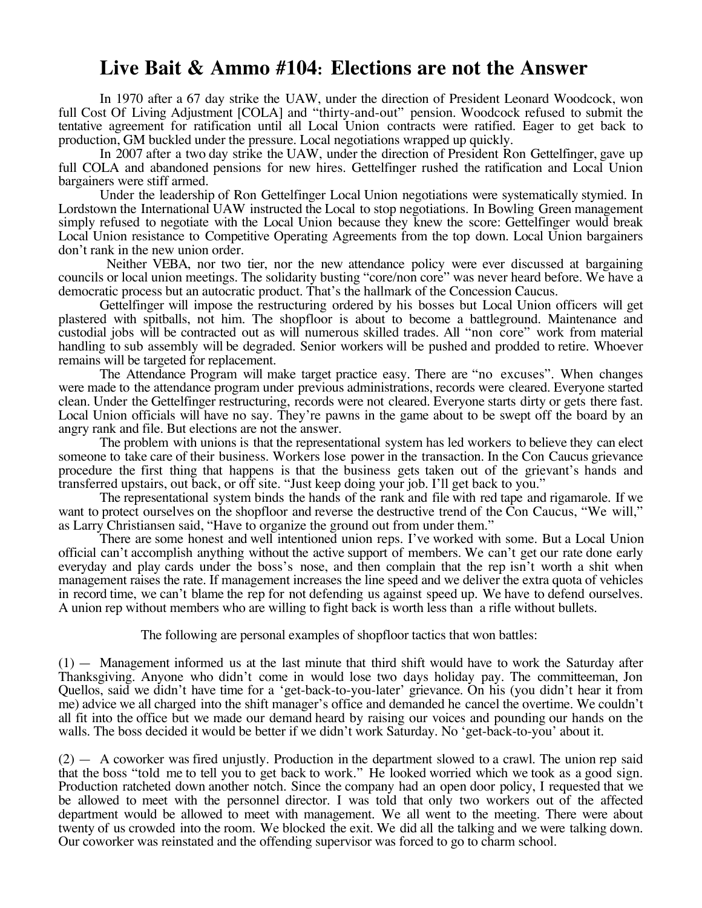# Live Bait & Ammo #104: Elections are not the Answer

In 1970 after a 67 day strike the UAW, under the direction of President Leonard Woodcock, won full Cost Of Living Adjustment [COLA] and "thirty-and-out" pension. Woodcock refused to submit the tentative agreement for ratification until all Local Union contracts were ratified. Eager to get back to production, GM buckled under the pressure. Local negotiations wrapped up quickly.

In 2007 after a two day strike the UAW, under the direction of President Ron Gettelfinger, gave up full COLA and abandoned pensions for new hires. Gettelfinger rushed the ratification and Local Union bargainers were stiff armed.

Under the leadership of Ron Gettelfinger Local Union negotiations were systematically stymied. In Lordstown the International UAW instructed the Local to stop negotiations. In Bowling Green management simply refused to negotiate with the Local Union because they knew the score: Gettelfinger would break Local Union resistance to Competitive Operating Agreements from the top down. Local Union bargainers don't rank in the new union order.

Neither VEBA, nor two tier, nor the new attendance policy were ever discussed at bargaining councils or local union meetings. The solidarity busting "core/non core" was never heard before. We have a democratic process but an autocratic product. That's the hallmark of the Concession Caucus.

Gettelfinger will impose the restructuring ordered by his bosses but Local Union officers will get plastered with spitballs, not him. The shopfloor is about to become a battleground. Maintenance and custodial jobs will be contracted out as will numerous skilled trades. All "non core" work from material handling to sub assembly will be degraded. Senior workers will be pushed and prodded to retire. Whoever remains will be targeted for replacement.

The Attendance Program will make target practice easy. There are "no excuses". When changes were made to the attendance program under previous administrations, records were cleared. Everyone started clean. Under the Gettelfinger restructuring, records were not cleared. Everyone starts dirty or gets there fast. Local Union officials will have no say. They're pawns in the game about to be swept off the board by an angry rank and file. But elections are not the answer.

The problem with unions is that the representational system has led workers to believe they can elect someone to take care of their business. Workers lose power in the transaction. In the Con Caucus grievance procedure the first thing that happens is that the business gets taken out of the grievant's hands and transferred upstairs, out back, or off site. "Just keep doing your job. I'll get back to you."

The representational system binds the hands of the rank and file with red tape and rigamarole. If we want to protect ourselves on the shopfloor and reverse the destructive trend of the Con Caucus, "We will," as Larry Christiansen said, "Have to organize the ground out from under them."

There are some honest and well intentioned union reps. I've worked with some. But a Local Union official can't accomplish anything without the active support of members. We can't get our rate done early everyday and play cards under the boss's nose, and then complain that the rep isn't worth a shit when management raises the rate. If management increases the line speed and we deliver the extra quota of vehicles in record time, we can't blame the rep for not defending us against speed up. We have to defend ourselves. A union rep without members who are willing to fight back is worth less than a rifle without bullets.

The following are personal examples of shopfloor tactics that won battles:

(1) — Management informed us at the last minute that third shift would have to work the Saturday after Thanksgiving. Anyone who didn't come in would lose two days holiday pay. The committeeman, Jon Quellos, said we didn't have time for a 'get-back-to-you-later' grievance. On his (you didn't hear it from me) advice we all charged into the shift manager's office and demanded he cancel the overtime. We couldn't all fit into the office but we made our demand heard by raising our voices and pounding our hands on the walls. The boss decided it would be better if we didn't work Saturday. No 'get-back-to-you' about it.

(2) — A coworker was fired unjustly. Production in the department slowed to a crawl. The union rep said that the boss "told me to tell you to get back to work." He looked worried which we took as a good sign. Production ratcheted down another notch. Since the company had an open door policy, I requested that we be allowed to meet with the personnel director. I was told that only two workers out of the affected department would be allowed to meet with management. We all went to the meeting. There were about twenty of us crowded into the room. We blocked the exit. We did all the talking and we were talking down. Our coworker was reinstated and the offending supervisor was forced to go to charm school.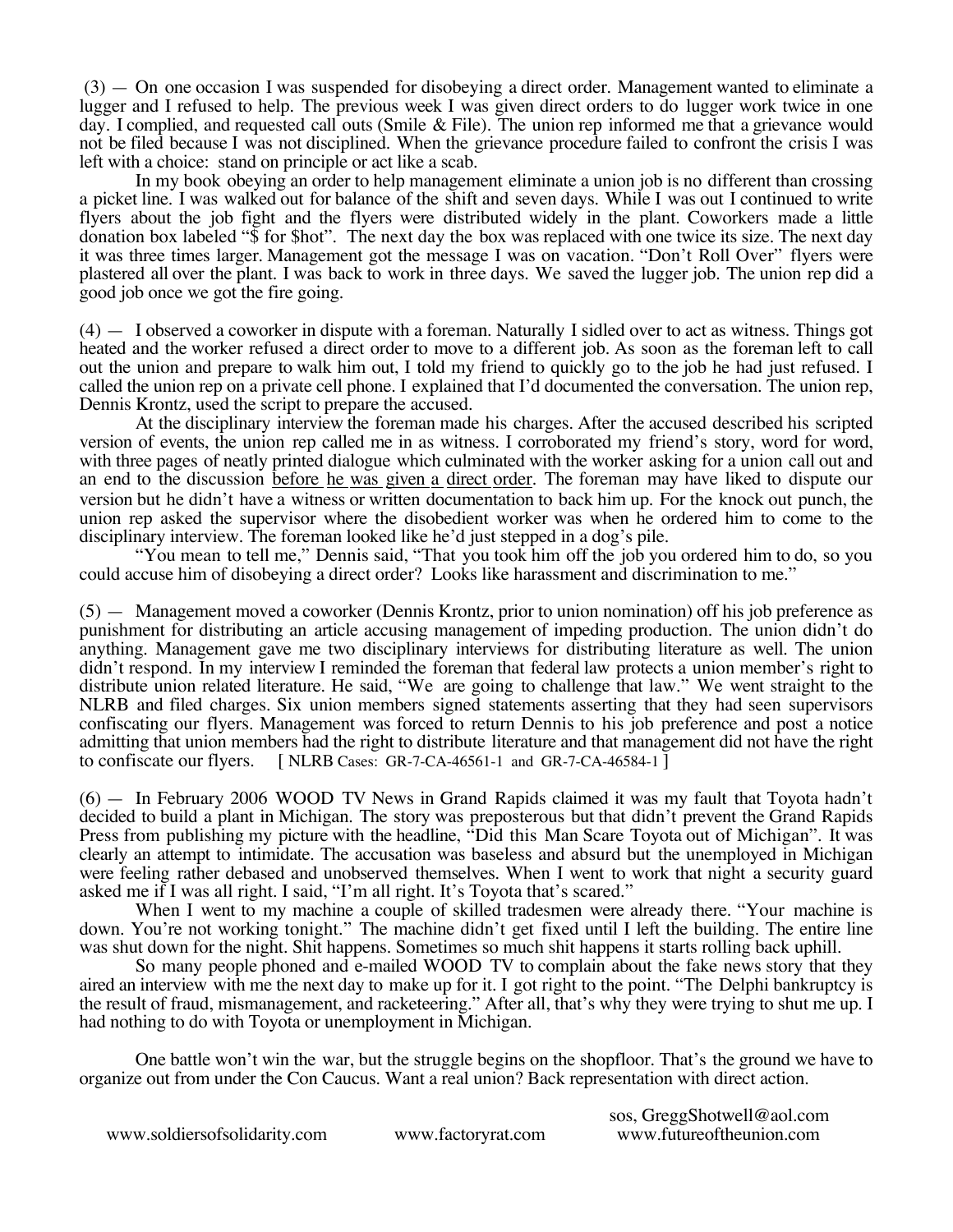(3) — On one occasion I was suspended for disobeying a direct order. Management wanted to eliminate a lugger and I refused to help. The previous week I was given direct orders to do lugger work twice in one day. I complied, and requested call outs (Smile & File). The union rep informed me that a grievance would not be filed because I was not disciplined. When the grievance procedure failed to confront the crisis I was left with a choice: stand on principle or act like a scab.

In my book obeying an order to help management eliminate a union job is no different than crossing a picket line. I was walked out for balance of the shift and seven days. While I was out I continued to write flyers about the job fight and the flyers were distributed widely in the plant. Coworkers made a little donation box labeled "$ for $hot". The next day the box was replaced with one twice its size. The next day it was three times larger. Management got the message I was on vacation. "Don't Roll Over" flyers were plastered all over the plant. I was back to work in three days. We saved the lugger job. The union rep did a good job once we got the fire going.

(4) — I observed a coworker in dispute with a foreman. Naturally I sidled over to act as witness. Things got heated and the worker refused a direct order to move to a different job. As soon as the foreman left to call out the union and prepare to walk him out, I told my friend to quickly go to the job he had just refused. I called the union rep on a private cell phone. I explained that I'd documented the conversation. The union rep, Dennis Krontz, used the script to prepare the accused.

At the disciplinary interview the foreman made his charges. After the accused described his scripted version of events, the union rep called me in as witness. I corroborated my friend's story, word for word, with three pages of neatly printed dialogue which culminated with the worker asking for a union call out and an end to the discussion <u>before he was given a direct order</u>. The foreman may have liked to dispute our version but he didn't have a witness or written documentation to back him up. For the knock out punch, the union rep asked the supervisor where the disobedient worker was when he ordered him to come to the disciplinary interview. The foreman looked like he'd just stepped in a dog's pile.

"You mean to tell me," Dennis said, "That you took him off the job you ordered him to do, so you could accuse him of disobeying a direct order? Looks like harassment and discrimination to me."

(5) — Management moved a coworker (Dennis Krontz, prior to union nomination) off his job preference as punishment for distributing an article accusing management of impeding production. The union didn't do anything. Management gave me two disciplinary interviews for distributing literature as well. The union didn't respond. In my interview I reminded the foreman that federal law protects a union member's right to distribute union related literature. He said, "We are going to challenge that law." We went straight to the NLRB and filed charges. Six union members signed statements asserting that they had seen supervisors confiscating our flyers. Management was forced to return Dennis to his job preference and post a notice admitting that union members had the right to distribute literature and that management did not have the right to confiscate our flyers. [ NLRB Cases: GR-7-CA-46561-1 and GR-7-CA-46584-1 ]

(6) — In February 2006 WOOD TV News in Grand Rapids claimed it was my fault that Toyota hadn't decided to build a plant in Michigan. The story was preposterous but that didn't prevent the Grand Rapids Press from publishing my picture with the headline, "Did this Man Scare Toyota out of Michigan". It was clearly an attempt to intimidate. The accusation was baseless and absurd but the unemployed in Michigan were feeling rather debased and unobserved themselves. When I went to work that night a security guard asked me if I was all right. I said, "I'm all right. It's Toyota that's scared."

When I went to my machine a couple of skilled tradesmen were already there. "Your machine is down. You're not working tonight." The machine didn't get fixed until I left the building. The entire line was shut down for the night. Shit happens. Sometimes so much shit happens it starts rolling back uphill.

So many people phoned and e-mailed WOOD TV to complain about the fake news story that they aired an interview with me the next day to make up for it. I got right to the point. "The Delphi bankruptcy is the result of fraud, mismanagement, and racketeering." After all, that's why they were trying to shut me up. I had nothing to do with Toyota or unemployment in Michigan.

One battle won't win the war, but the struggle begins on the shopfloor. That's the ground we have to organize out from under the Con Caucus. Want a real union? Back representation with direct action.

sos, GreggShotwell@aol.com

www.soldiersofsolidarity.com www.factoryrat.com www.futureoftheunion.com